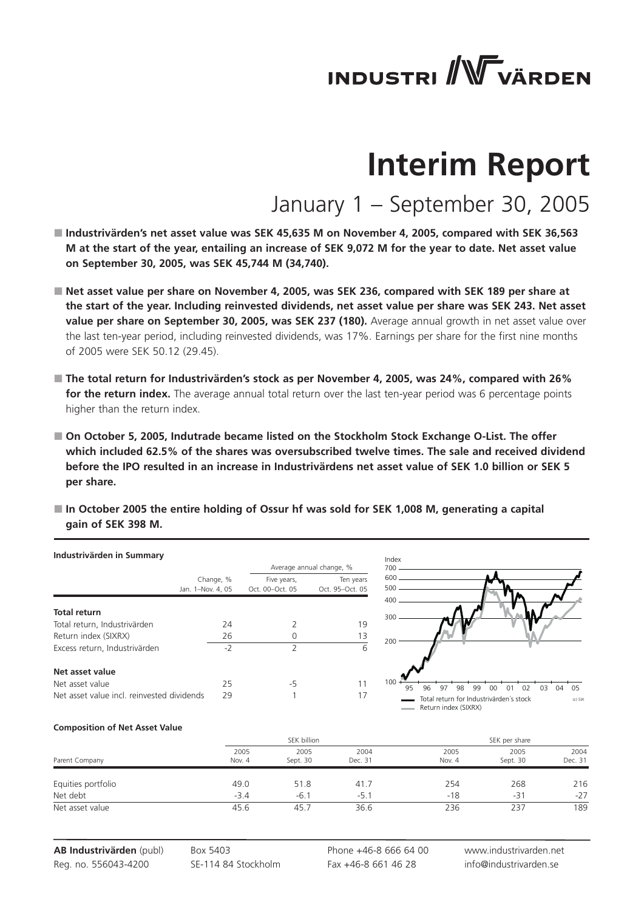# Interim Report

## January 1 – September 30, 2005

- **Industrivärden's net asset value was SEK 45,635 M on November 4, 2005, compared with SEK 36,563 M at the start of the year, entailing an increase of SEK 9,072 M for the year to date. Net asset value on September 30, 2005, was SEK 45,744 M (34,740).**

- **Net asset value per share on November 4, 2005, was SEK 236, compared with SEK 189 per share at the start of the year. Including reinvested dividends, net asset value per share was SEK 243. Net asset value per share on September 30, 2005, was SEK 237 (180).** Average annual growth in net asset value over the last ten-year period, including reinvested dividends, was 17%. Earnings per share for the first nine months of 2005 were SEK 50.12 (29.45).

- **The total return for Industrivärden's stock as per November 4, 2005, was 24%, compared with 26% for the return index.** The average annual total return over the last ten-year period was 6 percentage points higher than the return index.

- **On October 5, 2005, Indutrade became listed on the Stockholm Stock Exchange O-List. The offer which included 62.5% of the shares was oversubscribed twelve times. The sale and received dividend before the IPO resulted in an increase in Industrivärdens net asset value of SEK 1.0 billion or SEK 5 per share.**

- **In October 2005 the entire holding of Ossur hf was sold for SEK 1,008 M, generating a capital gain of SEK 398 M.**

**Industrivärden in Summary**

| | Change, % | Average annual change, % | |
|---|---|---|---|
| | Jan. 1–Nov. 4, 05 | Five years, Oct. 00–Oct. 05 | Ten years Oct. 95–Oct. 05 |
| **Total return** | | | |
| Total return, Industrivärden | 24 | 2 | 19 |
| Return index (SIXRX) | 26 | 0 | 13 |
| Excess return, Industrivärden | -2 | 2 | 6 |
| **Net asset value** | | | |
| Net asset value | 25 | -5 | 11 |
| Net asset value incl. reinvested dividends | 29 | 1 | 17 |

Total return for Industrivärden's stock / Return index (SIXRX)

**Composition of Net Asset Value**

| Parent Company | SEK billion | | | SEK per share | | |
|---|---|---|---|---|---|---|
| | 2005 Nov. 4 | 2005 Sept. 30 | 2004 Dec. 31 | 2005 Nov. 4 | 2005 Sept. 30 | 2004 Dec. 31 |
| Equities portfolio | 49.0 | 51.8 | 41.7 | 254 | 268 | 216 |
| Net debt | -3.4 | -6.1 | -5.1 | -18 | -31 | -27 |
| Net asset value | 45.6 | 45.7 | 36.6 | 236 | 237 | 189 |

**AB Industrivärden** (publ) Reg. no. 556043-4200 | Box 5403 SE-114 84 Stockholm | Phone +46-8 666 64 00 Fax +46-8 661 46 28 | www.industrivarden.net info@industrivarden.se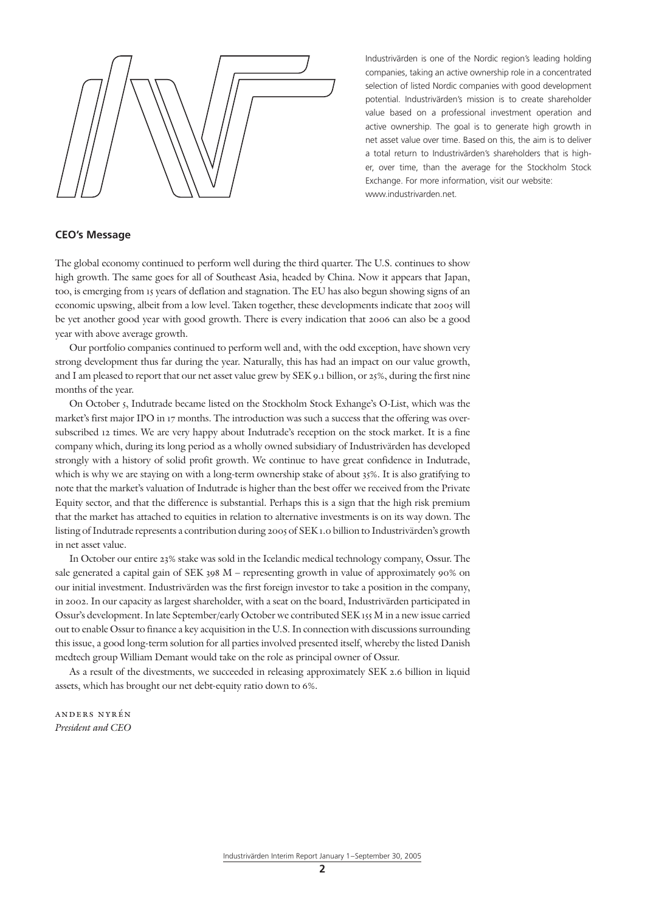Industrivärden is one of the Nordic region's leading holding companies, taking an active ownership role in a concentrated selection of listed Nordic companies with good development potential. Industrivärden's mission is to create shareholder value based on a professional investment operation and active ownership. The goal is to generate high growth in net asset value over time. Based on this, the aim is to deliver a total return to Industrivärden's shareholders that is higher, over time, than the average for the Stockholm Stock Exchange. For more information, visit our website: www.industrivarden.net.

## CEO's Message

The global economy continued to perform well during the third quarter. The U.S. continues to show high growth. The same goes for all of Southeast Asia, headed by China. Now it appears that Japan, too, is emerging from 15 years of deflation and stagnation. The EU has also begun showing signs of an economic upswing, albeit from a low level. Taken together, these developments indicate that 2005 will be yet another good year with good growth. There is every indication that 2006 can also be a good year with above average growth.

Our portfolio companies continued to perform well and, with the odd exception, have shown very strong development thus far during the year. Naturally, this has had an impact on our value growth, and I am pleased to report that our net asset value grew by SEK 9.1 billion, or 25%, during the first nine months of the year.

On October 5, Indutrade became listed on the Stockholm Stock Exhange's O-List, which was the market's first major IPO in 17 months. The introduction was such a success that the offering was oversubscribed 12 times. We are very happy about Indutrade's reception on the stock market. It is a fine company which, during its long period as a wholly owned subsidiary of Industrivärden has developed strongly with a history of solid profit growth. We continue to have great confidence in Indutrade, which is why we are staying on with a long-term ownership stake of about 35%. It is also gratifying to note that the market's valuation of Indutrade is higher than the best offer we received from the Private Equity sector, and that the difference is substantial. Perhaps this is a sign that the high risk premium that the market has attached to equities in relation to alternative investments is on its way down. The listing of Indutrade represents a contribution during 2005 of SEK 1.0 billion to Industrivärden's growth in net asset value.

In October our entire 23% stake was sold in the Icelandic medical technology company, Ossur. The sale generated a capital gain of SEK 398 M – representing growth in value of approximately 90% on our initial investment. Industrivärden was the first foreign investor to take a position in the company, in 2002. In our capacity as largest shareholder, with a seat on the board, Industrivärden participated in Ossur's development. In late September/early October we contributed SEK 155 M in a new issue carried out to enable Ossur to finance a key acquisition in the U.S. In connection with discussions surrounding this issue, a good long-term solution for all parties involved presented itself, whereby the listed Danish medtech group William Demant would take on the role as principal owner of Ossur.

As a result of the divestments, we succeeded in releasing approximately SEK 2.6 billion in liquid assets, which has brought our net debt-equity ratio down to 6%.

ANDERS NYRÉN
*President and CEO*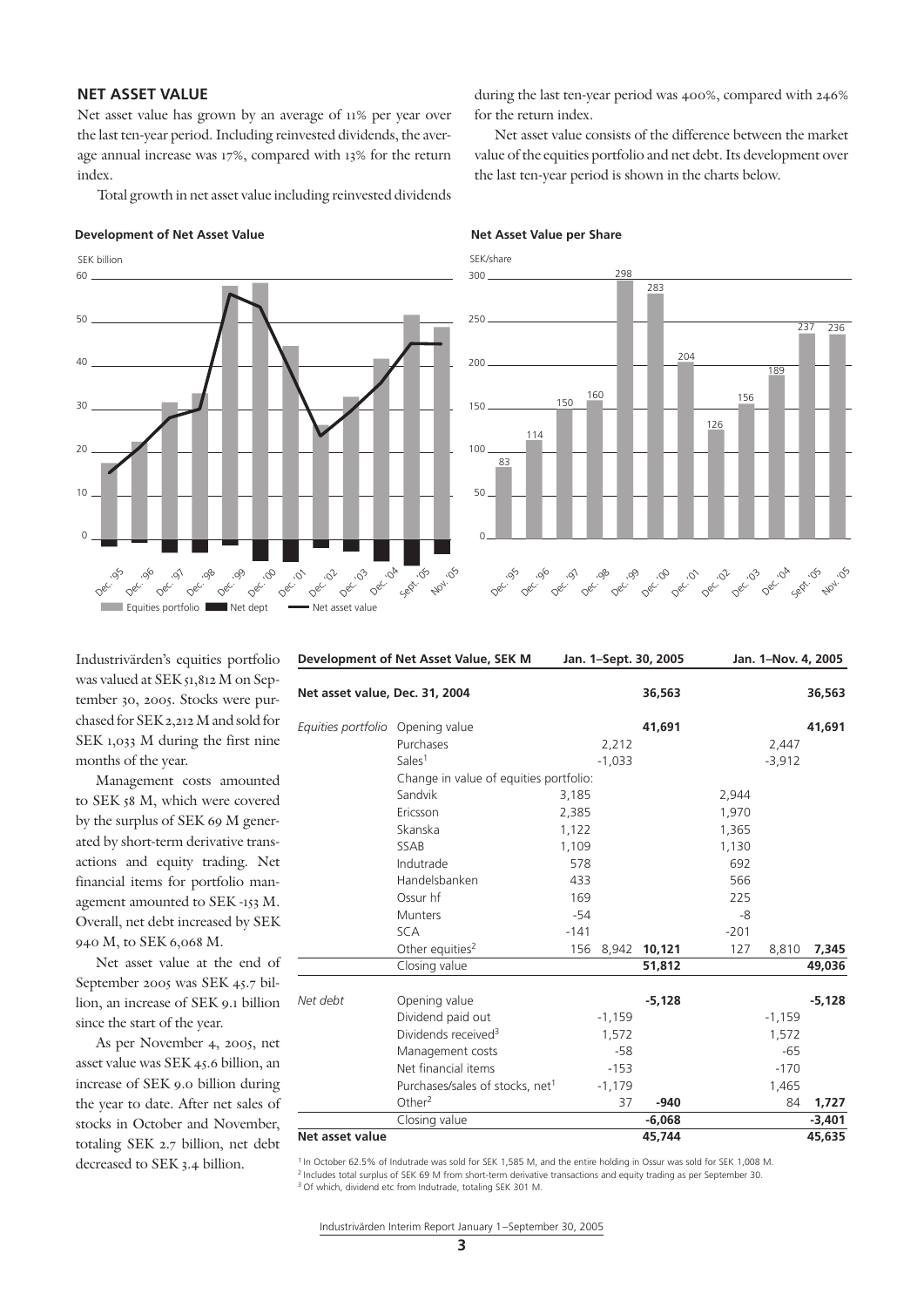## NET ASSET VALUE

Net asset value has grown by an average of 11% per year over the last ten-year period. Including reinvested dividends, the average annual increase was 17%, compared with 13% for the return index.

Total growth in net asset value including reinvested dividends during the last ten-year period was 400%, compared with 246% for the return index.

Net asset value consists of the difference between the market value of the equities portfolio and net debt. Its development over the last ten-year period is shown in the charts below.

**Development of Net Asset Value**

SEK billion

Equities portfolio | Net dept | Net asset value

**Net Asset Value per Share**

SEK/share

| Dec. '95 | Dec. '96 | Dec. '97 | Dec. '98 | Dec. '99 | Dec. '00 | Dec. '01 | Dec. '02 | Dec. '03 | Dec. '04 | Sept. '05 | Nov. '05 |
|---|---|---|---|---|---|---|---|---|---|---|---|
| 83 | 114 | 150 | 160 | 298 | 283 | 204 | 126 | 156 | 189 | 237 | 236 |

Industrivärden's equities portfolio was valued at SEK 51,812 M on September 30, 2005. Stocks were purchased for SEK 2,212 M and sold for SEK 1,033 M during the first nine months of the year.

Management costs amounted to SEK 58 M, which were covered by the surplus of SEK 69 M generated by short-term derivative transactions and equity trading. Net financial items for portfolio management amounted to SEK -153 M. Overall, net debt increased by SEK 940 M, to SEK 6,068 M.

Net asset value at the end of September 2005 was SEK 45.7 billion, an increase of SEK 9.1 billion since the start of the year.

As per November 4, 2005, net asset value was SEK 45.6 billion, an increase of SEK 9.0 billion during the year to date. After net sales of stocks in October and November, totaling SEK 2.7 billion, net debt decreased to SEK 3.4 billion.

| **Development of Net Asset Value, SEK M** | | **Jan. 1–Sept. 30, 2005** | | | **Jan. 1–Nov. 4, 2005** | | |
|---|---|---|---|---|---|---|---|
| **Net asset value, Dec. 31, 2004** | | | | **36,563** | | | **36,563** |
| *Equities portfolio* | Opening value | | | **41,691** | | | **41,691** |
| | Purchases | | 2,212 | | | 2,447 | |
| | Sales[1] | | -1,033 | | | -3,912 | |
| | Change in value of equities portfolio: | | | | | | |
| | Sandvik | 3,185 | | | 2,944 | | |
| | Ericsson | 2,385 | | | 1,970 | | |
| | Skanska | 1,122 | | | 1,365 | | |
| | SSAB | 1,109 | | | 1,130 | | |
| | Indutrade | 578 | | | 692 | | |
| | Handelsbanken | 433 | | | 566 | | |
| | Ossur hf | 169 | | | 225 | | |
| | Munters | -54 | | | -8 | | |
| | SCA | -141 | | | -201 | | |
| | Other equities[2] | 156 | 8,942 | **10,121** | 127 | 8,810 | **7,345** |
| | Closing value | | | **51,812** | | | **49,036** |
| *Net debt* | Opening value | | | **-5,128** | | | **-5,128** |
| | Dividend paid out | | -1,159 | | | -1,159 | |
| | Dividends received[3] | | 1,572 | | | 1,572 | |
| | Management costs | | -58 | | | -65 | |
| | Net financial items | | -153 | | | -170 | |
| | Purchases/sales of stocks, net[1] | | -1,179 | | | 1,465 | |
| | Other[2] | | 37 | **-940** | | 84 | **1,727** |
| | Closing value | | | **-6,068** | | | **-3,401** |
| **Net asset value** | | | | **45,744** | | | **45,635** |

[1] In October 62.5% of Indutrade was sold for SEK 1,585 M, and the entire holding in Ossur was sold for SEK 1,008 M.
[2] Includes total surplus of SEK 69 M from short-term derivative transactions and equity trading as per September 30.
[3] Of which, dividend etc from Indutrade, totaling SEK 301 M.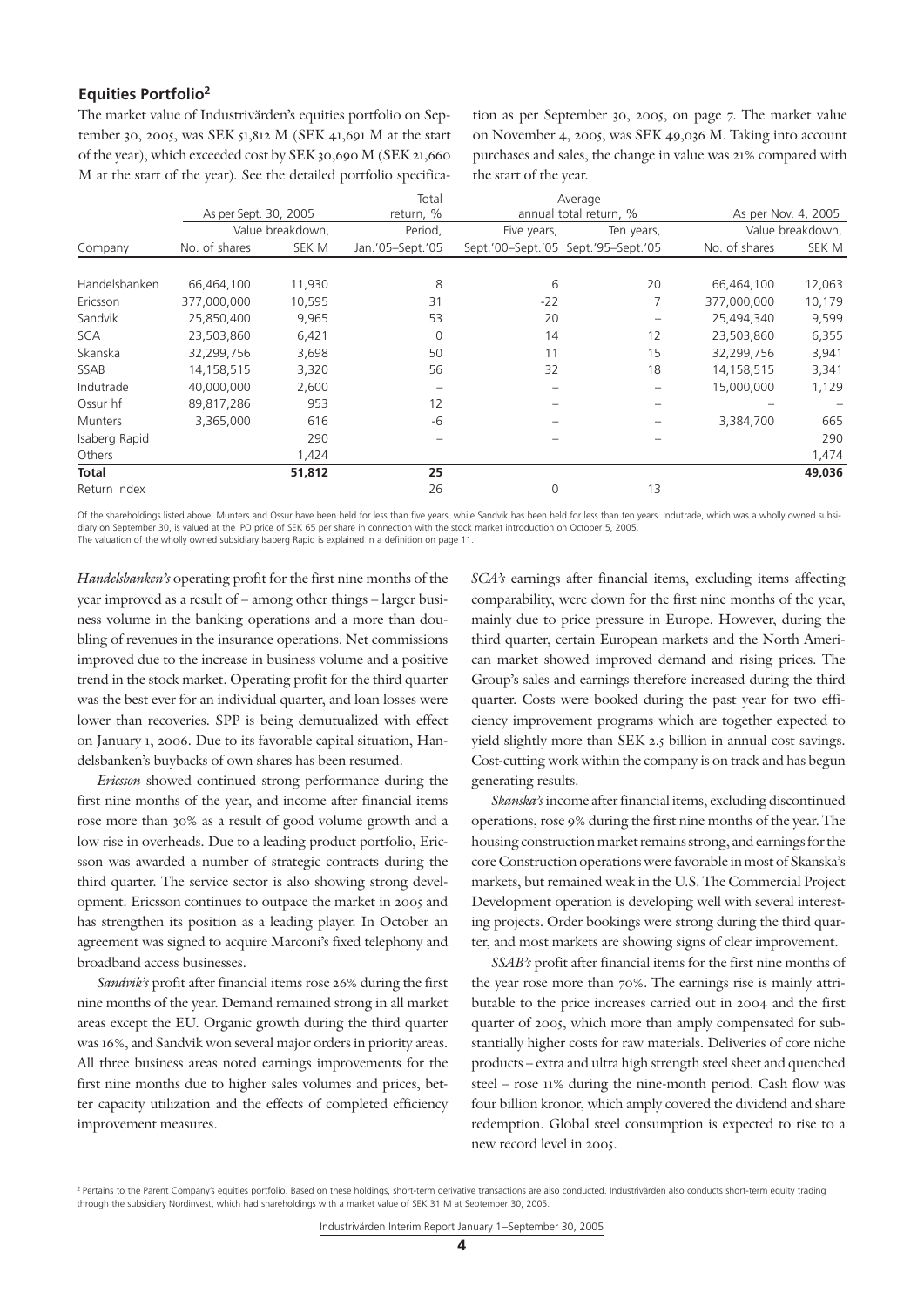## Equities Portfolio[2]

The market value of Industrivärden's equities portfolio on September 30, 2005, was SEK 51,812 M (SEK 41,691 M at the start of the year), which exceeded cost by SEK 30,690 M (SEK 21,660 M at the start of the year). See the detailed portfolio specification as per September 30, 2005, on page 7. The market value on November 4, 2005, was SEK 49,036 M. Taking into account purchases and sales, the change in value was 21% compared with the start of the year.

| Company | As per Sept. 30, 2005 | | Total return, % | Average annual total return, % | | As per Nov. 4, 2005 | |
|---|---|---|---|---|---|---|---|
| | | Value breakdown, | Period, | Five years, | Ten years, | | Value breakdown, |
| | No. of shares | SEK M | Jan.'05–Sept.'05 | Sept.'00–Sept.'05 | Sept.'95–Sept.'05 | No. of shares | SEK M |
| Handelsbanken | 66,464,100 | 11,930 | 8 | 6 | 20 | 66,464,100 | 12,063 |
| Ericsson | 377,000,000 | 10,595 | 31 | -22 | 7 | 377,000,000 | 10,179 |
| Sandvik | 25,850,400 | 9,965 | 53 | 20 | – | 25,494,340 | 9,599 |
| SCA | 23,503,860 | 6,421 | 0 | 14 | 12 | 23,503,860 | 6,355 |
| Skanska | 32,299,756 | 3,698 | 50 | 11 | 15 | 32,299,756 | 3,941 |
| SSAB | 14,158,515 | 3,320 | 56 | 32 | 18 | 14,158,515 | 3,341 |
| Indutrade | 40,000,000 | 2,600 | – | – | – | 15,000,000 | 1,129 |
| Ossur hf | 89,817,286 | 953 | 12 | – | – | – | – |
| Munters | 3,365,000 | 616 | -6 | – | – | 3,384,700 | 665 |
| Isaberg Rapid | | 290 | – | – | – | | 290 |
| Others | | 1,424 | | | | | 1,474 |
| **Total** | | **51,812** | **25** | | | | **49,036** |
| Return index | | | 26 | 0 | 13 | | |

Of the shareholdings listed above, Munters and Ossur have been held for less than five years, while Sandvik has been held for less than ten years. Indutrade, which was a wholly owned subsidiary on September 30, is valued at the IPO price of SEK 65 per share in connection with the stock market introduction on October 5, 2005.
The valuation of the wholly owned subsidiary Isaberg Rapid is explained in a definition on page 11.

*Handelsbanken's* operating profit for the first nine months of the year improved as a result of – among other things – larger business volume in the banking operations and a more than doubling of revenues in the insurance operations. Net commissions improved due to the increase in business volume and a positive trend in the stock market. Operating profit for the third quarter was the best ever for an individual quarter, and loan losses were lower than recoveries. SPP is being demutualized with effect on January 1, 2006. Due to its favorable capital situation, Handelsbanken's buybacks of own shares has been resumed.

*Ericsson* showed continued strong performance during the first nine months of the year, and income after financial items rose more than 30% as a result of good volume growth and a low rise in overheads. Due to a leading product portfolio, Ericsson was awarded a number of strategic contracts during the third quarter. The service sector is also showing strong development. Ericsson continues to outpace the market in 2005 and has strengthen its position as a leading player. In October an agreement was signed to acquire Marconi's fixed telephony and broadband access businesses.

*Sandvik's* profit after financial items rose 26% during the first nine months of the year. Demand remained strong in all market areas except the EU. Organic growth during the third quarter was 16%, and Sandvik won several major orders in priority areas. All three business areas noted earnings improvements for the first nine months due to higher sales volumes and prices, better capacity utilization and the effects of completed efficiency improvement measures.

*SCA's* earnings after financial items, excluding items affecting comparability, were down for the first nine months of the year, mainly due to price pressure in Europe. However, during the third quarter, certain European markets and the North American market showed improved demand and rising prices. The Group's sales and earnings therefore increased during the third quarter. Costs were booked during the past year for two efficiency improvement programs which are together expected to yield slightly more than SEK 2.5 billion in annual cost savings. Cost-cutting work within the company is on track and has begun generating results.

*Skanska's* income after financial items, excluding discontinued operations, rose 9% during the first nine months of the year. The housing construction market remains strong, and earnings for the core Construction operations were favorable in most of Skanska's markets, but remained weak in the U.S. The Commercial Project Development operation is developing well with several interesting projects. Order bookings were strong during the third quarter, and most markets are showing signs of clear improvement.

*SSAB's* profit after financial items for the first nine months of the year rose more than 70%. The earnings rise is mainly attributable to the price increases carried out in 2004 and the first quarter of 2005, which more than amply compensated for substantially higher costs for raw materials. Deliveries of core niche products – extra and ultra high strength steel sheet and quenched steel – rose 11% during the nine-month period. Cash flow was four billion kronor, which amply covered the dividend and share redemption. Global steel consumption is expected to rise to a new record level in 2005.

[2] Pertains to the Parent Company's equities portfolio. Based on these holdings, short-term derivative transactions are also conducted. Industrivärden also conducts short-term equity trading through the subsidiary Nordinvest, which had shareholdings with a market value of SEK 31 M at September 30, 2005.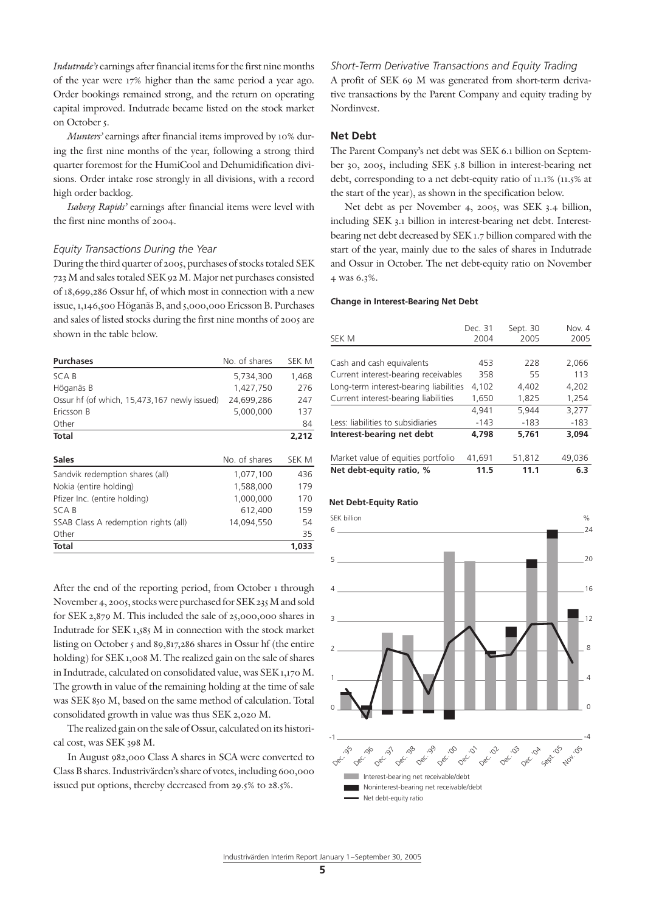*Indutrade's* earnings after financial items for the first nine months of the year were 17% higher than the same period a year ago. Order bookings remained strong, and the return on operating capital improved. Indutrade became listed on the stock market on October 5.

*Munters'* earnings after financial items improved by 10% during the first nine months of the year, following a strong third quarter foremost for the HumiCool and Dehumidification divisions. Order intake rose strongly in all divisions, with a record high order backlog.

*Isaberg Rapids'* earnings after financial items were level with the first nine months of 2004.

### *Equity Transactions During the Year*

During the third quarter of 2005, purchases of stocks totaled SEK 723 M and sales totaled SEK 92 M. Major net purchases consisted of 18,699,286 Ossur hf, of which most in connection with a new issue, 1,146,500 Höganäs B, and 5,000,000 Ericsson B. Purchases and sales of listed stocks during the first nine months of 2005 are shown in the table below.

| **Purchases** | No. of shares | SEK M |
|---|---|---|
| SCA B | 5,734,300 | 1,468 |
| Höganäs B | 1,427,750 | 276 |
| Ossur hf (of which, 15,473,167 newly issued) | 24,699,286 | 247 |
| Ericsson B | 5,000,000 | 137 |
| Other | | 84 |
| **Total** | | **2,212** |

| **Sales** | No. of shares | SEK M |
|---|---|---|
| Sandvik redemption shares (all) | 1,077,100 | 436 |
| Nokia (entire holding) | 1,588,000 | 179 |
| Pfizer Inc. (entire holding) | 1,000,000 | 170 |
| SCA B | 612,400 | 159 |
| SSAB Class A redemption rights (all) | 14,094,550 | 54 |
| Other | | 35 |
| **Total** | | **1,033** |

After the end of the reporting period, from October 1 through November 4, 2005, stocks were purchased for SEK 235 M and sold for SEK 2,879 M. This included the sale of 25,000,000 shares in Indutrade for SEK 1,585 M in connection with the stock market listing on October 5 and 89,817,286 shares in Ossur hf (the entire holding) for SEK 1,008 M. The realized gain on the sale of shares in Indutrade, calculated on consolidated value, was SEK 1,170 M. The growth in value of the remaining holding at the time of sale was SEK 850 M, based on the same method of calculation. Total consolidated growth in value was thus SEK 2,020 M.

The realized gain on the sale of Ossur, calculated on its historical cost, was SEK 398 M.

In August 982,000 Class A shares in SCA were converted to Class B shares. Industrivärden's share of votes, including 600,000 issued put options, thereby decreased from 29.5% to 28.5%.

### *Short-Term Derivative Transactions and Equity Trading*

A profit of SEK 69 M was generated from short-term derivative transactions by the Parent Company and equity trading by Nordinvest.

## Net Debt

The Parent Company's net debt was SEK 6.1 billion on September 30, 2005, including SEK 5.8 billion in interest-bearing net debt, corresponding to a net debt-equity ratio of 11.1% (11.5% at the start of the year), as shown in the specification below.

Net debt as per November 4, 2005, was SEK 3.4 billion, including SEK 3.1 billion in interest-bearing net debt. Interest-bearing net debt decreased by SEK 1.7 billion compared with the start of the year, mainly due to the sales of shares in Indutrade and Ossur in October. The net debt-equity ratio on November 4 was 6.3%.

**Change in Interest-Bearing Net Debt**

| SEK M | Dec. 31 2004 | Sept. 30 2005 | Nov. 4 2005 |
|---|---|---|---|
| Cash and cash equivalents | 453 | 228 | 2,066 |
| Current interest-bearing receivables | 358 | 55 | 113 |
| Long-term interest-bearing liabilities | 4,102 | 4,402 | 4,202 |
| Current interest-bearing liabilities | 1,650 | 1,825 | 1,254 |
| | 4,941 | 5,944 | 3,277 |
| Less: liabilities to subsidiaries | -143 | -183 | -183 |
| **Interest-bearing net debt** | **4,798** | **5,761** | **3,094** |
| Market value of equities portfolio | 41,691 | 51,812 | 49,036 |
| **Net debt-equity ratio, %** | **11.5** | **11.1** | **6.3** |

**Net Debt-Equity Ratio**

SEK billion / %

Dec. '95, Dec. '96, Dec. '97, Dec. '98, Dec. '99, Dec. '00, Dec. '01, Dec. '02, Dec. '03, Dec. '04, Sept. '05, Nov. '05

Interest-bearing net receivable/debt
Noninterest-bearing net receivable/debt
Net debt-equity ratio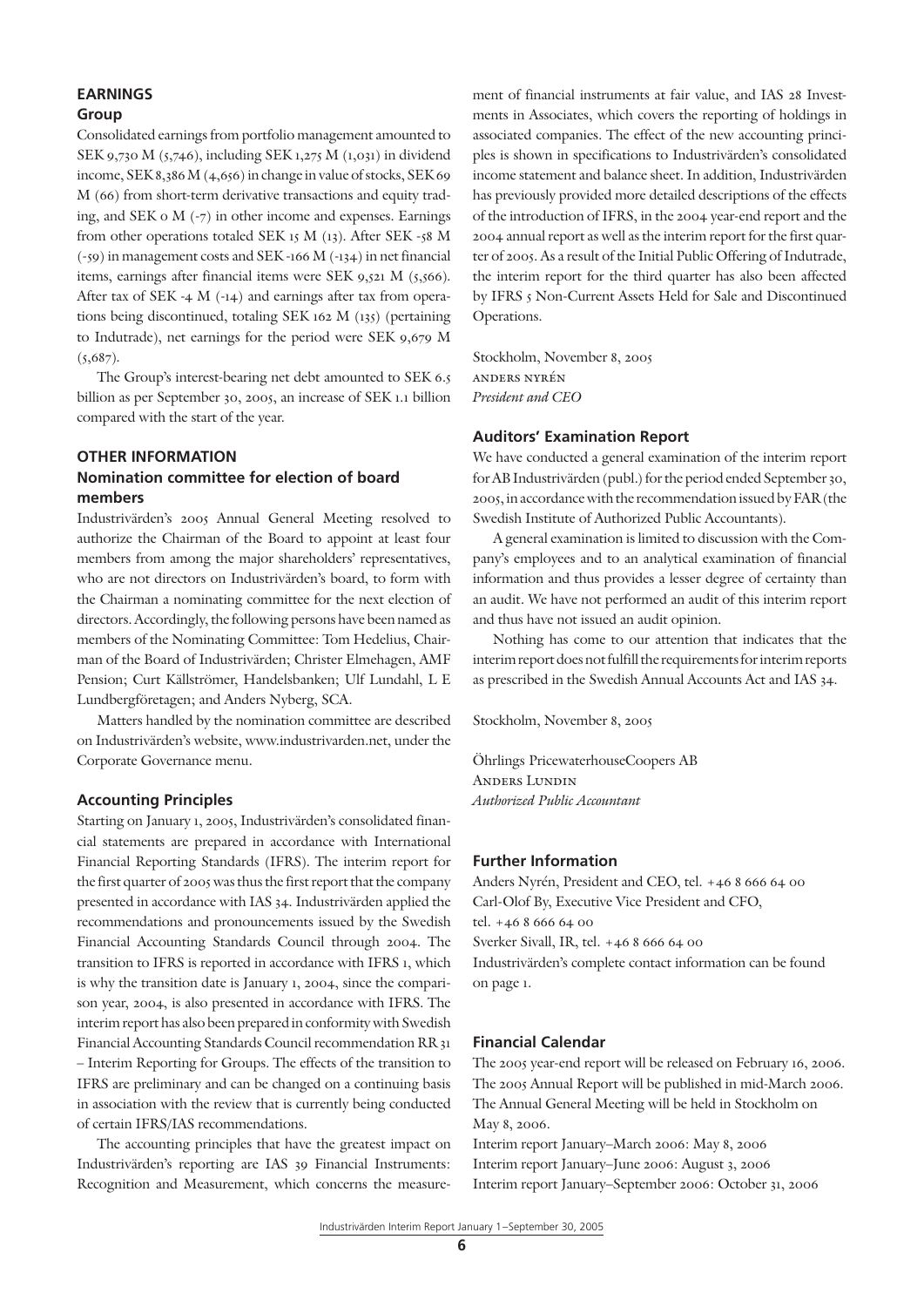## EARNINGS

### Group

Consolidated earnings from portfolio management amounted to SEK 9,730 M (5,746), including SEK 1,275 M (1,031) in dividend income, SEK 8,386 M (4,656) in change in value of stocks, SEK 69 M (66) from short-term derivative transactions and equity trading, and SEK 0 M (-7) in other income and expenses. Earnings from other operations totaled SEK 15 M (13). After SEK -58 M (-59) in management costs and SEK -166 M (-134) in net financial items, earnings after financial items were SEK 9,521 M (5,566). After tax of SEK -4 M (-14) and earnings after tax from operations being discontinued, totaling SEK 162 M (135) (pertaining to Indutrade), net earnings for the period were SEK 9,679 M (5,687).

The Group's interest-bearing net debt amounted to SEK 6.5 billion as per September 30, 2005, an increase of SEK 1.1 billion compared with the start of the year.

## OTHER INFORMATION

### Nomination committee for election of board members

Industrivärden's 2005 Annual General Meeting resolved to authorize the Chairman of the Board to appoint at least four members from among the major shareholders' representatives, who are not directors on Industrivärden's board, to form with the Chairman a nominating committee for the next election of directors. Accordingly, the following persons have been named as members of the Nominating Committee: Tom Hedelius, Chairman of the Board of Industrivärden; Christer Elmehagen, AMF Pension; Curt Källströmer, Handelsbanken; Ulf Lundahl, L E Lundbergföretagen; and Anders Nyberg, SCA.

Matters handled by the nomination committee are described on Industrivärden's website, www.industrivarden.net, under the Corporate Governance menu.

### Accounting Principles

Starting on January 1, 2005, Industrivärden's consolidated financial statements are prepared in accordance with International Financial Reporting Standards (IFRS). The interim report for the first quarter of 2005 was thus the first report that the company presented in accordance with IAS 34. Industrivärden applied the recommendations and pronouncements issued by the Swedish Financial Accounting Standards Council through 2004. The transition to IFRS is reported in accordance with IFRS 1, which is why the transition date is January 1, 2004, since the comparison year, 2004, is also presented in accordance with IFRS. The interim report has also been prepared in conformity with Swedish Financial Accounting Standards Council recommendation RR 31 – Interim Reporting for Groups. The effects of the transition to IFRS are preliminary and can be changed on a continuing basis in association with the review that is currently being conducted of certain IFRS/IAS recommendations.

The accounting principles that have the greatest impact on Industrivärden's reporting are IAS 39 Financial Instruments: Recognition and Measurement, which concerns the measurement of financial instruments at fair value, and IAS 28 Investments in Associates, which covers the reporting of holdings in associated companies. The effect of the new accounting principles is shown in specifications to Industrivärden's consolidated income statement and balance sheet. In addition, Industrivärden has previously provided more detailed descriptions of the effects of the introduction of IFRS, in the 2004 year-end report and the 2004 annual report as well as the interim report for the first quarter of 2005. As a result of the Initial Public Offering of Indutrade, the interim report for the third quarter has also been affected by IFRS 5 Non-Current Assets Held for Sale and Discontinued Operations.

Stockholm, November 8, 2005
ANDERS NYRÉN
*President and CEO*

### Auditors' Examination Report

We have conducted a general examination of the interim report for AB Industrivärden (publ.) for the period ended September 30, 2005, in accordance with the recommendation issued by FAR (the Swedish Institute of Authorized Public Accountants).

A general examination is limited to discussion with the Company's employees and to an analytical examination of financial information and thus provides a lesser degree of certainty than an audit. We have not performed an audit of this interim report and thus have not issued an audit opinion.

Nothing has come to our attention that indicates that the interim report does not fulfill the requirements for interim reports as prescribed in the Swedish Annual Accounts Act and IAS 34.

Stockholm, November 8, 2005

Öhrlings PricewaterhouseCoopers AB
ANDERS LUNDIN
*Authorized Public Accountant*

### Further Information

Anders Nyrén, President and CEO, tel. +46 8 666 64 00
Carl-Olof By, Executive Vice President and CFO,
tel. +46 8 666 64 00
Sverker Sivall, IR, tel. +46 8 666 64 00
Industrivärden's complete contact information can be found on page 1.

### Financial Calendar

The 2005 year-end report will be released on February 16, 2006.
The 2005 Annual Report will be published in mid-March 2006.
The Annual General Meeting will be held in Stockholm on May 8, 2006.
Interim report January–March 2006: May 8, 2006
Interim report January–June 2006: August 3, 2006
Interim report January–September 2006: October 31, 2006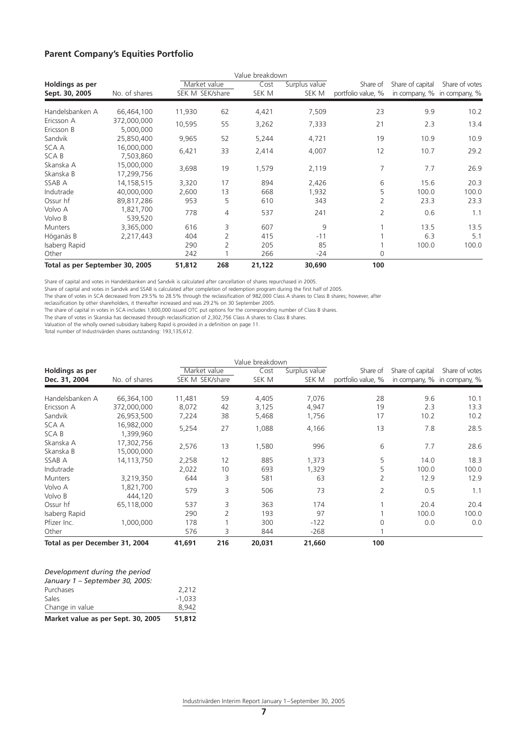## Parent Company's Equities Portfolio

| Holdings as per Sept. 30, 2005 | No. of shares | Value breakdown | | | | | | | |
|---|---|---|---|---|---|---|---|---|---|
| | | Market value | | Cost | Surplus value | Share of | Share of capital | Share of votes |
| | | SEK M | SEK/share | SEK M | SEK M | portfolio value, % | in company, % | in company, % |
| Handelsbanken A | 66,464,100 | 11,930 | 62 | 4,421 | 7,509 | 23 | 9.9 | 10.2 |
| Ericsson A<br>Ericsson B | 372,000,000<br>5,000,000 | 10,595 | 55 | 3,262 | 7,333 | 21 | 2.3 | 13.4 |
| Sandvik | 25,850,400 | 9,965 | 52 | 5,244 | 4,721 | 19 | 10.9 | 10.9 |
| SCA A<br>SCA B | 16,000,000<br>7,503,860 | 6,421 | 33 | 2,414 | 4,007 | 12 | 10.7 | 29.2 |
| Skanska A<br>Skanska B | 15,000,000<br>17,299,756 | 3,698 | 19 | 1,579 | 2,119 | 7 | 7.7 | 26.9 |
| SSAB A | 14,158,515 | 3,320 | 17 | 894 | 2,426 | 6 | 15.6 | 20.3 |
| Indutrade | 40,000,000 | 2,600 | 13 | 668 | 1,932 | 5 | 100.0 | 100.0 |
| Ossur hf | 89,817,286 | 953 | 5 | 610 | 343 | 2 | 23.3 | 23.3 |
| Volvo A<br>Volvo B | 1,821,700<br>539,520 | 778 | 4 | 537 | 241 | 2 | 0.6 | 1.1 |
| Munters | 3,365,000 | 616 | 3 | 607 | 9 | 1 | 13.5 | 13.5 |
| Höganäs B | 2,217,443 | 404 | 2 | 415 | -11 | 1 | 6.3 | 5.1 |
| Isaberg Rapid | | 290 | 2 | 205 | 85 | 1 | 100.0 | 100.0 |
| Other | | 242 | 1 | 266 | -24 | 0 | | |
| **Total as per September 30, 2005** | | **51,812** | **268** | **21,122** | **30,690** | **100** | | |

Share of capital and votes in Handelsbanken and Sandvik is calculated after cancellation of shares repurchased in 2005.
Share of capital and votes in Sandvik and SSAB is calculated after completion of redemption program during the first half of 2005.
The share of votes in SCA decreased from 29.5% to 28.5% through the reclassification of 982,000 Class A shares to Class B shares; however, after reclassification by other shareholders, it thereafter increased and was 29.2% on 30 September 2005.
The share of capital in votes in SCA includes 1,600,000 issued OTC put options for the corresponding number of Class B shares.
The share of votes in Skanska has decreased through reclassification of 2,302,756 Class A shares to Class B shares.
Valuation of the wholly owned subsidiary Isaberg Rapid is provided in a definition on page 11.
Total number of Industrivärden shares outstanding: 193,135,612.

| Holdings as per Dec. 31, 2004 | No. of shares | Value breakdown | | | | | | |
|---|---|---|---|---|---|---|---|---|
| | | Market value | | Cost | Surplus value | Share of | Share of capital | Share of votes |
| | | SEK M | SEK/share | SEK M | SEK M | portfolio value, % | in company, % | in company, % |
| Handelsbanken A | 66,364,100 | 11,481 | 59 | 4,405 | 7,076 | 28 | 9.6 | 10.1 |
| Ericsson A | 372,000,000 | 8,072 | 42 | 3,125 | 4,947 | 19 | 2.3 | 13.3 |
| Sandvik | 26,953,500 | 7,224 | 38 | 5,468 | 1,756 | 17 | 10.2 | 10.2 |
| SCA A<br>SCA B | 16,982,000<br>1,399,960 | 5,254 | 27 | 1,088 | 4,166 | 13 | 7.8 | 28.5 |
| Skanska A<br>Skanska B | 17,302,756<br>15,000,000 | 2,576 | 13 | 1,580 | 996 | 6 | 7.7 | 28.6 |
| SSAB A | 14,113,750 | 2,258 | 12 | 885 | 1,373 | 5 | 14.0 | 18.3 |
| Indutrade | | 2,022 | 10 | 693 | 1,329 | 5 | 100.0 | 100.0 |
| Munters | 3,219,350 | 644 | 3 | 581 | 63 | 2 | 12.9 | 12.9 |
| Volvo A<br>Volvo B | 1,821,700<br>444,120 | 579 | 3 | 506 | 73 | 2 | 0.5 | 1.1 |
| Ossur hf | 65,118,000 | 537 | 3 | 363 | 174 | 1 | 20.4 | 20.4 |
| Isaberg Rapid | | 290 | 2 | 193 | 97 | 1 | 100.0 | 100.0 |
| Pfizer Inc. | 1,000,000 | 178 | 1 | 300 | -122 | 0 | 0.0 | 0.0 |
| Other | | 576 | 3 | 844 | -268 | 1 | | |
| **Total as per December 31, 2004** | | **41,691** | **216** | **20,031** | **21,660** | **100** | | |

| *Development during the period January 1 – September 30, 2005:* | |
|---|---|
| Purchases | 2,212 |
| Sales | -1,033 |
| Change in value | 8,942 |
| **Market value as per Sept. 30, 2005** | **51,812** |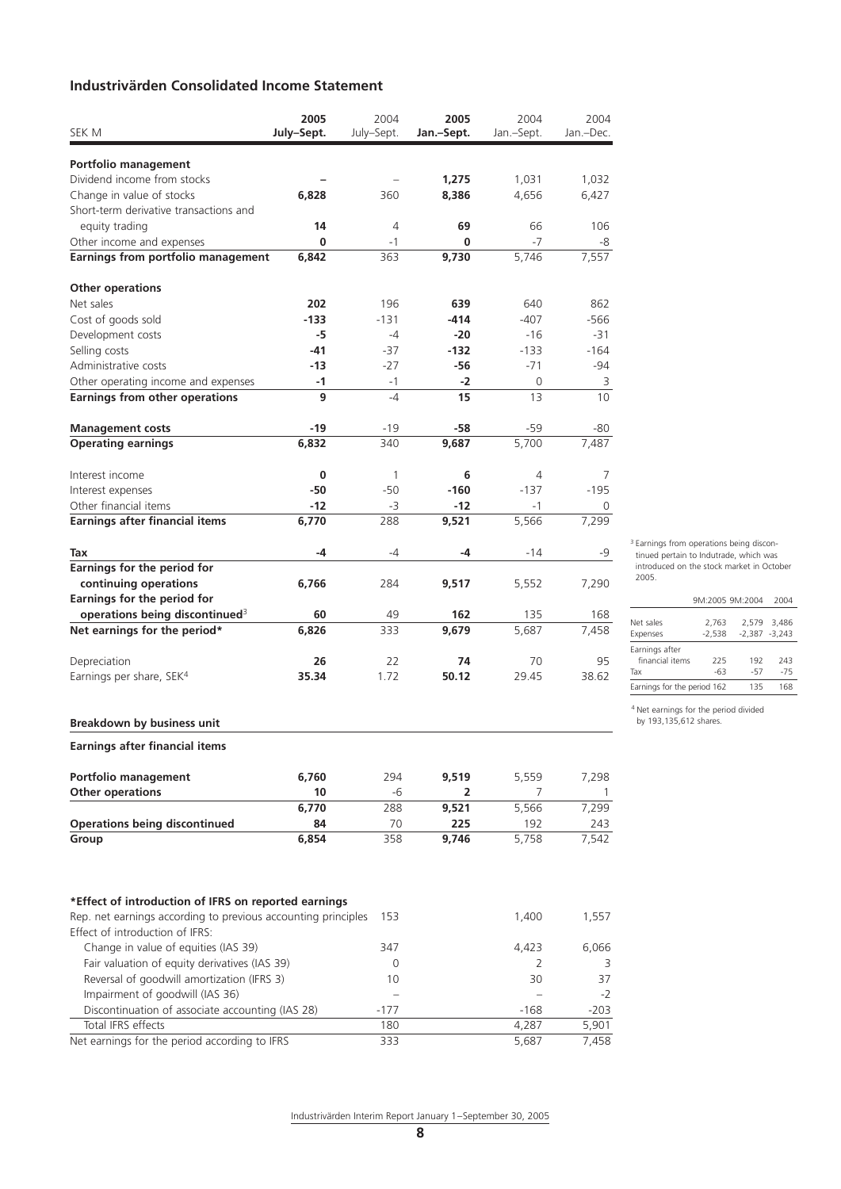## Industrivärden Consolidated Income Statement

| SEK M | **2005 July–Sept.** | 2004 July–Sept. | **2005 Jan.–Sept.** | 2004 Jan.–Sept. | 2004 Jan.–Dec. |
|---|---|---|---|---|---|
| **Portfolio management** | | | | | |
| Dividend income from stocks | **–** | – | **1,275** | 1,031 | 1,032 |
| Change in value of stocks | **6,828** | 360 | **8,386** | 4,656 | 6,427 |
| Short-term derivative transactions and equity trading | **14** | 4 | **69** | 66 | 106 |
| Other income and expenses | **0** | -1 | **0** | -7 | -8 |
| **Earnings from portfolio management** | **6,842** | 363 | **9,730** | 5,746 | 7,557 |
| **Other operations** | | | | | |
| Net sales | **202** | 196 | **639** | 640 | 862 |
| Cost of goods sold | **-133** | -131 | **-414** | -407 | -566 |
| Development costs | **-5** | -4 | **-20** | -16 | -31 |
| Selling costs | **-41** | -37 | **-132** | -133 | -164 |
| Administrative costs | **-13** | -27 | **-56** | -71 | -94 |
| Other operating income and expenses | **-1** | -1 | **-2** | 0 | 3 |
| **Earnings from other operations** | **9** | -4 | **15** | 13 | 10 |
| **Management costs** | **-19** | -19 | **-58** | -59 | -80 |
| **Operating earnings** | **6,832** | 340 | **9,687** | 5,700 | 7,487 |
| Interest income | **0** | 1 | **6** | 4 | 7 |
| Interest expenses | **-50** | -50 | **-160** | -137 | -195 |
| Other financial items | **-12** | -3 | **-12** | -1 | 0 |
| **Earnings after financial items** | **6,770** | 288 | **9,521** | 5,566 | 7,299 |
| **Tax** | **-4** | -4 | **-4** | -14 | -9 |
| **Earnings for the period for continuing operations** | **6,766** | 284 | **9,517** | 5,552 | 7,290 |
| **Earnings for the period for operations being discontinued**[3] | **60** | 49 | **162** | 135 | 168 |
| **Net earnings for the period*** | **6,826** | 333 | **9,679** | 5,687 | 7,458 |
| Depreciation | **26** | 22 | **74** | 70 | 95 |
| Earnings per share, SEK[4] | **35.34** | 1.72 | **50.12** | 29.45 | 38.62 |

[3] Earnings from operations being discontinued pertain to Indutrade, which was introduced on the stock market in October 2005.

| | 9M:2005 | 9M:2004 | 2004 |
|---|---|---|---|
| Net sales | 2,763 | 2,579 | 3,486 |
| Expenses | -2,538 | -2,387 | -3,243 |
| Earnings after financial items | 225 | 192 | 243 |
| Tax | -63 | -57 | -75 |
| Earnings for the period | 162 | 135 | 168 |

[4] Net earnings for the period divided by 193,135,612 shares.

### Breakdown by business unit

**Earnings after financial items**

| | **2005 July–Sept.** | 2004 July–Sept. | **2005 Jan.–Sept.** | 2004 Jan.–Sept. | 2004 Jan.–Dec. |
|---|---|---|---|---|---|
| **Portfolio management** | **6,760** | 294 | **9,519** | 5,559 | 7,298 |
| **Other operations** | **10** | -6 | **2** | 7 | 1 |
| | **6,770** | 288 | **9,521** | 5,566 | 7,299 |
| **Operations being discontinued** | **84** | 70 | **225** | 192 | 243 |
| **Group** | **6,854** | 358 | **9,746** | 5,758 | 7,542 |

### *Effect of introduction of IFRS on reported earnings

| | 2004 July–Sept. | 2004 Jan.–Sept. | 2004 Jan.–Dec. |
|---|---|---|---|
| Rep. net earnings according to previous accounting principles | 153 | 1,400 | 1,557 |
| Effect of introduction of IFRS: | | | |
| Change in value of equities (IAS 39) | 347 | 4,423 | 6,066 |
| Fair valuation of equity derivatives (IAS 39) | 0 | 2 | 3 |
| Reversal of goodwill amortization (IFRS 3) | 10 | 30 | 37 |
| Impairment of goodwill (IAS 36) | – | – | -2 |
| Discontinuation of associate accounting (IAS 28) | -177 | -168 | -203 |
| Total IFRS effects | 180 | 4,287 | 5,901 |
| Net earnings for the period according to IFRS | 333 | 5,687 | 7,458 |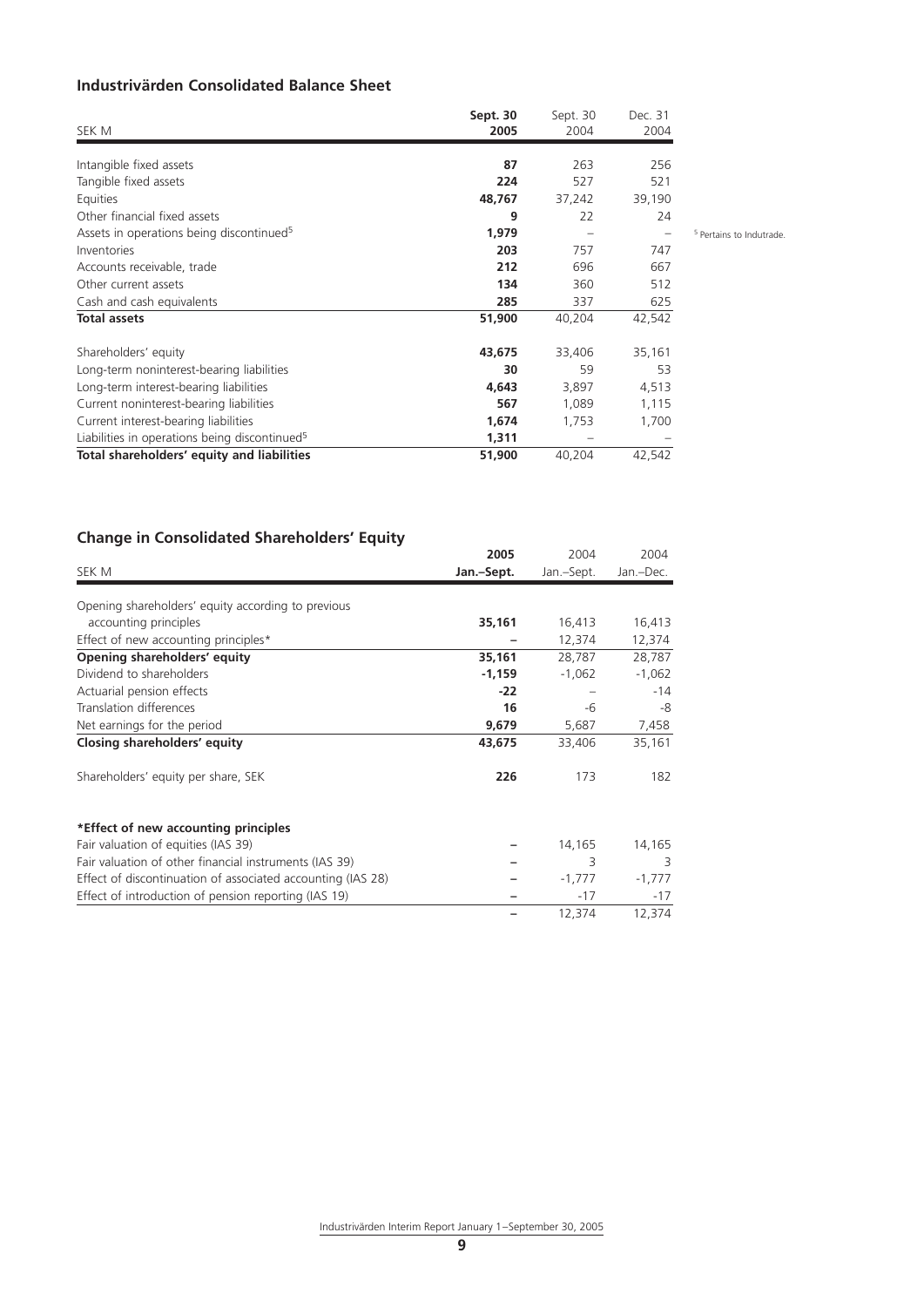## Industrivärden Consolidated Balance Sheet

| SEK M | **Sept. 30 2005** | Sept. 30 2004 | Dec. 31 2004 |
|---|---|---|---|
| Intangible fixed assets | **87** | 263 | 256 |
| Tangible fixed assets | **224** | 527 | 521 |
| Equities | **48,767** | 37,242 | 39,190 |
| Other financial fixed assets | **9** | 22 | 24 |
| Assets in operations being discontinued[5] | **1,979** | – | – |
| Inventories | **203** | 757 | 747 |
| Accounts receivable, trade | **212** | 696 | 667 |
| Other current assets | **134** | 360 | 512 |
| Cash and cash equivalents | **285** | 337 | 625 |
| **Total assets** | **51,900** | 40,204 | 42,542 |
| Shareholders' equity | **43,675** | 33,406 | 35,161 |
| Long-term noninterest-bearing liabilities | **30** | 59 | 53 |
| Long-term interest-bearing liabilities | **4,643** | 3,897 | 4,513 |
| Current noninterest-bearing liabilities | **567** | 1,089 | 1,115 |
| Current interest-bearing liabilities | **1,674** | 1,753 | 1,700 |
| Liabilities in operations being discontinued[5] | **1,311** | – | – |
| **Total shareholders' equity and liabilities** | **51,900** | 40,204 | 42,542 |

[5] Pertains to Indutrade.

## Change in Consolidated Shareholders' Equity

| SEK M | **2005 Jan.–Sept.** | 2004 Jan.–Sept. | 2004 Jan.–Dec. |
|---|---|---|---|
| Opening shareholders' equity according to previous accounting principles | **35,161** | 16,413 | 16,413 |
| Effect of new accounting principles* | **–** | 12,374 | 12,374 |
| **Opening shareholders' equity** | **35,161** | 28,787 | 28,787 |
| Dividend to shareholders | **-1,159** | -1,062 | -1,062 |
| Actuarial pension effects | **-22** | – | -14 |
| Translation differences | **16** | -6 | -8 |
| Net earnings for the period | **9,679** | 5,687 | 7,458 |
| **Closing shareholders' equity** | **43,675** | 33,406 | 35,161 |
| Shareholders' equity per share, SEK | **226** | 173 | 182 |

**\*Effect of new accounting principles**

| | | | |
|---|---|---|---|
| Fair valuation of equities (IAS 39) | **–** | 14,165 | 14,165 |
| Fair valuation of other financial instruments (IAS 39) | **–** | 3 | 3 |
| Effect of discontinuation of associated accounting (IAS 28) | **–** | -1,777 | -1,777 |
| Effect of introduction of pension reporting (IAS 19) | **–** | -17 | -17 |
| | **–** | 12,374 | 12,374 |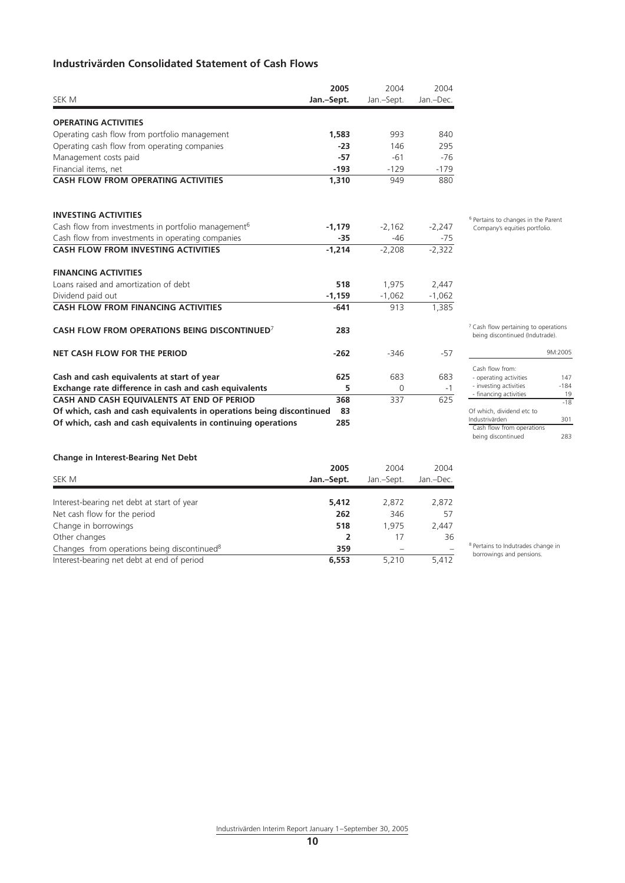## Industrivärden Consolidated Statement of Cash Flows

| SEK M | 2005 Jan.–Sept. | 2004 Jan.–Sept. | 2004 Jan.–Dec. |
|---|---|---|---|
| **OPERATING ACTIVITIES** | | | |
| Operating cash flow from portfolio management | **1,583** | 993 | 840 |
| Operating cash flow from operating companies | **-23** | 146 | 295 |
| Management costs paid | **-57** | -61 | -76 |
| Financial items, net | **-193** | -129 | -179 |
| **CASH FLOW FROM OPERATING ACTIVITIES** | **1,310** | 949 | 880 |
| **INVESTING ACTIVITIES** | | | |
| Cash flow from investments in portfolio management[6] | **-1,179** | -2,162 | -2,247 |
| Cash flow from investments in operating companies | **-35** | -46 | -75 |
| **CASH FLOW FROM INVESTING ACTIVITIES** | **-1,214** | -2,208 | -2,322 |
| **FINANCING ACTIVITIES** | | | |
| Loans raised and amortization of debt | **518** | 1,975 | 2,447 |
| Dividend paid out | **-1,159** | -1,062 | -1,062 |
| **CASH FLOW FROM FINANCING ACTIVITIES** | **-641** | 913 | 1,385 |
| **CASH FLOW FROM OPERATIONS BEING DISCONTINUED**[7] | **283** | | |
| **NET CASH FLOW FOR THE PERIOD** | **-262** | -346 | -57 |
| **Cash and cash equivalents at start of year** | **625** | 683 | 683 |
| **Exchange rate difference in cash and cash equivalents** | **5** | 0 | -1 |
| **CASH AND CASH EQUIVALENTS AT END OF PERIOD** | **368** | 337 | 625 |
| **Of which, cash and cash equivalents in operations being discontinued** | **83** | | |
| **Of which, cash and cash equivalents in continuing operations** | **285** | | |

[6] Pertains to changes in the Parent Company's equities portfolio.

[7] Cash flow pertaining to operations being discontinued (Indutrade).

| | 9M:2005 |
|---|---|
| Cash flow from: | |
| - operating activities | 147 |
| - investing activities | -184 |
| - financing activities | 19 |
| | -18 |
| Of which, dividend etc to Industrivärden | 301 |
| Cash flow from operations being discontinued | 283 |

### Change in Interest-Bearing Net Debt

| SEK M | 2005 Jan.–Sept. | 2004 Jan.–Sept. | 2004 Jan.–Dec. |
|---|---|---|---|
| Interest-bearing net debt at start of year | **5,412** | 2,872 | 2,872 |
| Net cash flow for the period | **262** | 346 | 57 |
| Change in borrowings | **518** | 1,975 | 2,447 |
| Other changes | **2** | 17 | 36 |
| Changes from operations being discontinued[8] | **359** | – | – |
| Interest-bearing net debt at end of period | **6,553** | 5,210 | 5,412 |

[8] Pertains to Indutrades change in borrowings and pensions.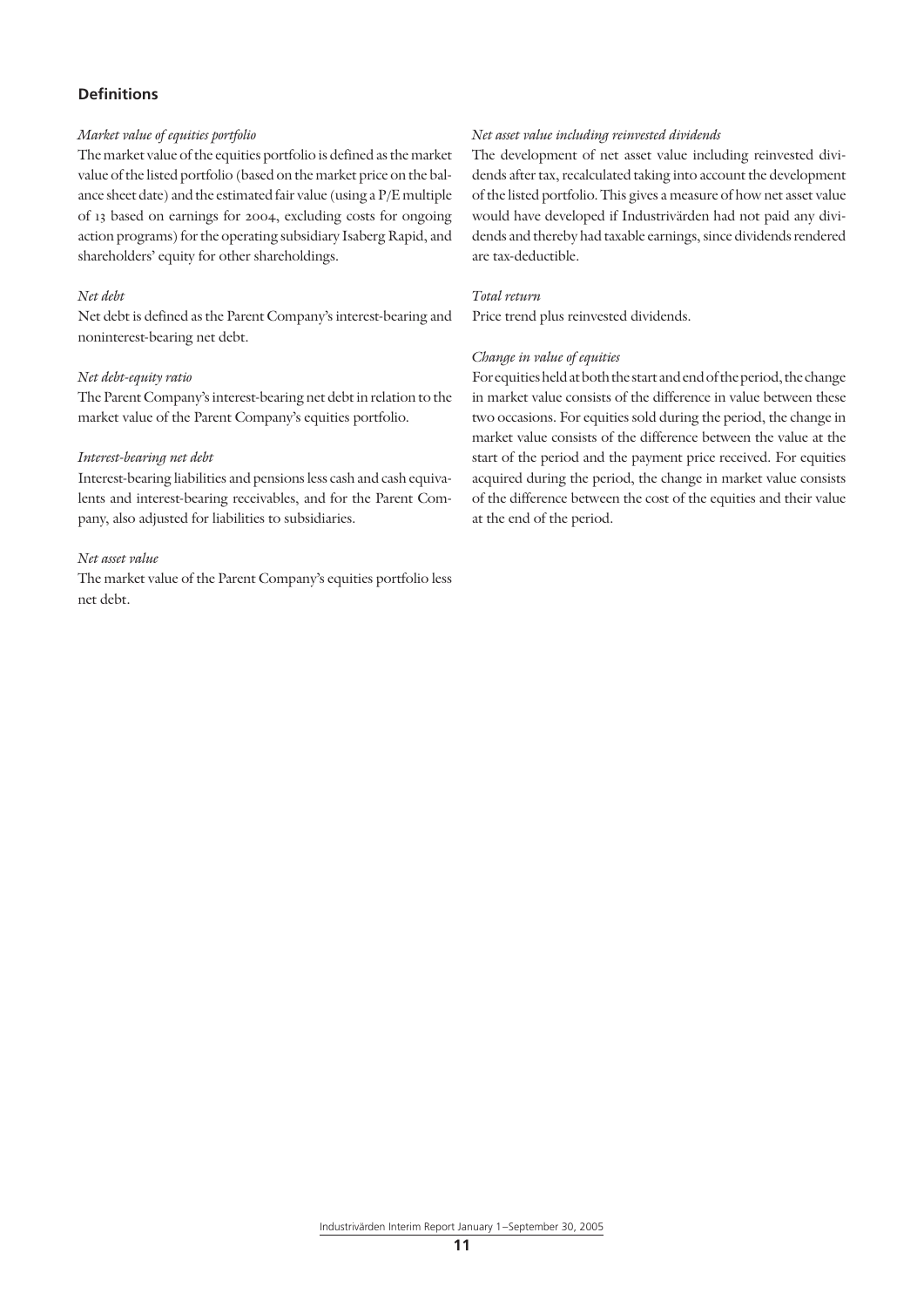## Definitions

*Market value of equities portfolio*

The market value of the equities portfolio is defined as the market value of the listed portfolio (based on the market price on the balance sheet date) and the estimated fair value (using a P/E multiple of 13 based on earnings for 2004, excluding costs for ongoing action programs) for the operating subsidiary Isaberg Rapid, and shareholders' equity for other shareholdings.

*Net debt*

Net debt is defined as the Parent Company's interest-bearing and noninterest-bearing net debt.

*Net debt-equity ratio*

The Parent Company's interest-bearing net debt in relation to the market value of the Parent Company's equities portfolio.

*Interest-bearing net debt*

Interest-bearing liabilities and pensions less cash and cash equivalents and interest-bearing receivables, and for the Parent Company, also adjusted for liabilities to subsidiaries.

*Net asset value*

The market value of the Parent Company's equities portfolio less net debt.

*Net asset value including reinvested dividends*

The development of net asset value including reinvested dividends after tax, recalculated taking into account the development of the listed portfolio. This gives a measure of how net asset value would have developed if Industrivärden had not paid any dividends and thereby had taxable earnings, since dividends rendered are tax-deductible.

*Total return*

Price trend plus reinvested dividends.

*Change in value of equities*

For equities held at both the start and end of the period, the change in market value consists of the difference in value between these two occasions. For equities sold during the period, the change in market value consists of the difference between the value at the start of the period and the payment price received. For equities acquired during the period, the change in market value consists of the difference between the cost of the equities and their value at the end of the period.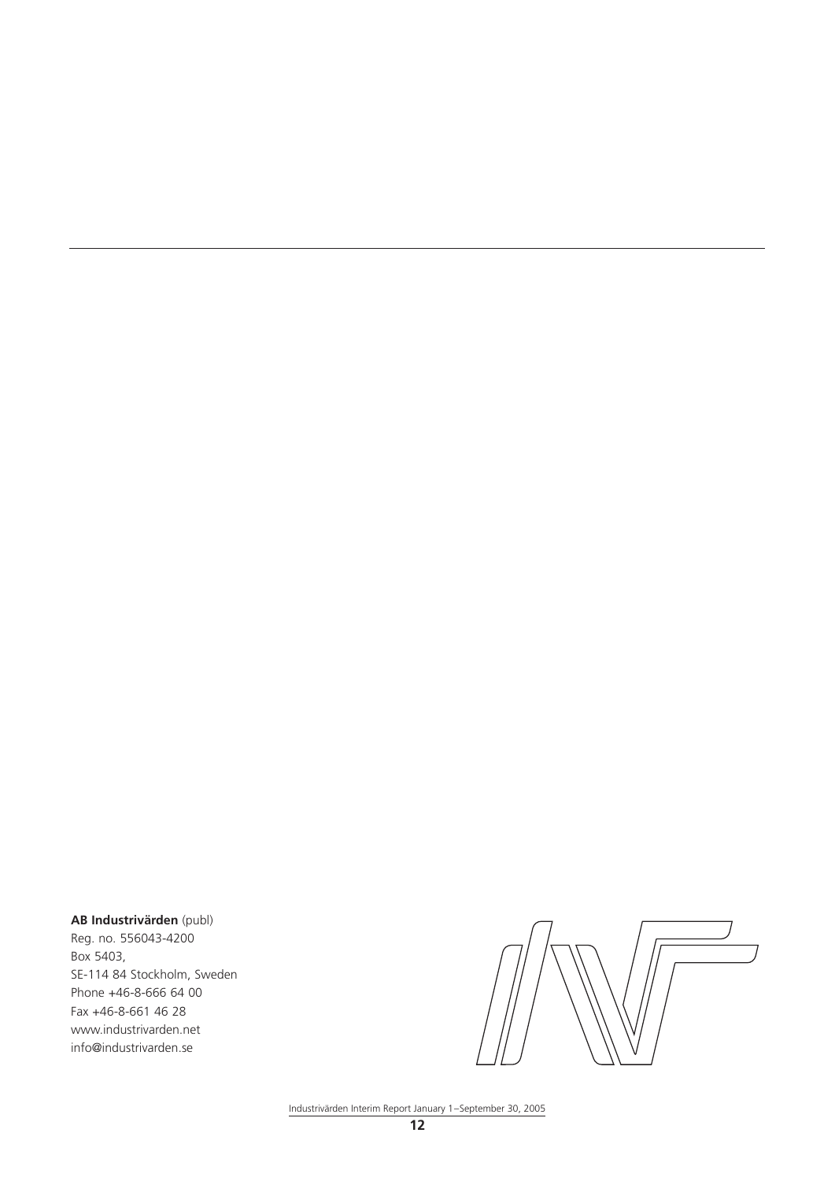**AB Industrivärden** (publ)
Reg. no. 556043-4200
Box 5403,
SE-114 84 Stockholm, Sweden
Phone +46-8-666 64 00
Fax +46-8-661 46 28
www.industrivarden.net
info@industrivarden.se